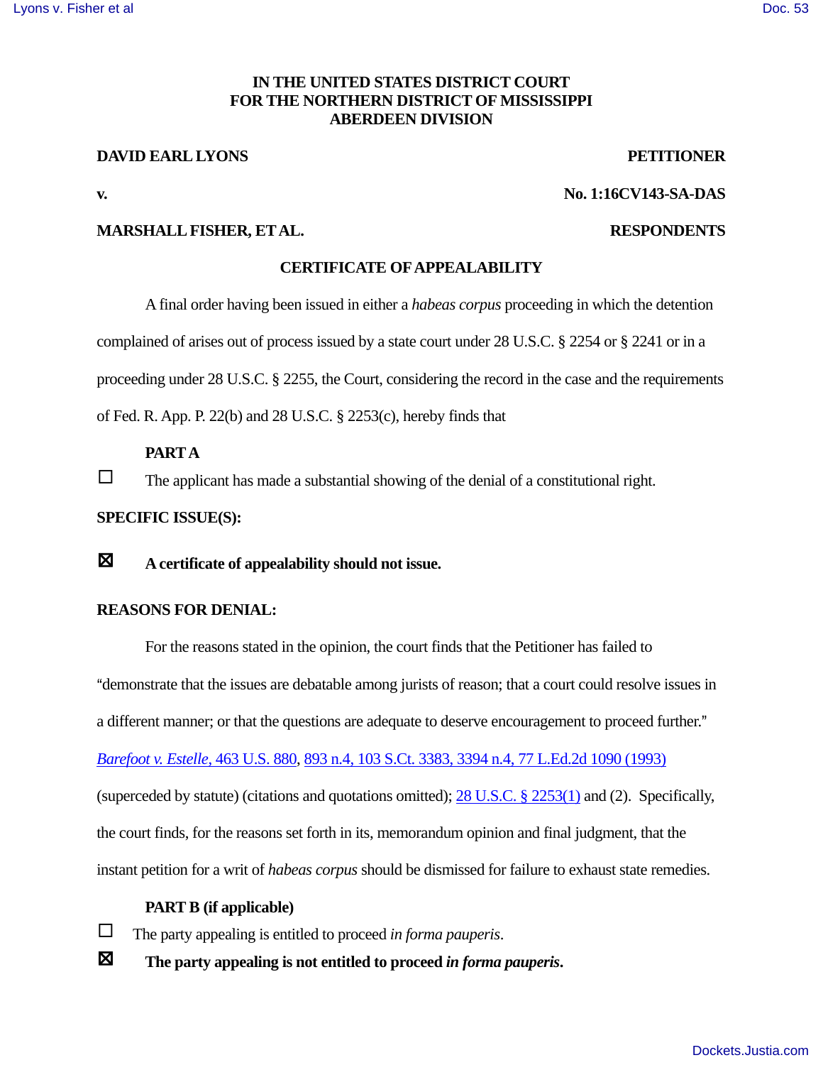**IN THE UNITED STATES DISTRICT COURT**
**FOR THE NORTHERN DISTRICT OF MISSISSIPPI**
**ABERDEEN DIVISION**

**DAVID EARL LYONS** **PETITIONER**

**v.** **No. 1:16CV143-SA-DAS**

**MARSHALL FISHER, ET AL.** **RESPONDENTS**

**CERTIFICATE OF APPEALABILITY**

A final order having been issued in either a *habeas corpus* proceeding in which the detention complained of arises out of process issued by a state court under 28 U.S.C. § 2254 or § 2241 or in a proceeding under 28 U.S.C. § 2255, the Court, considering the record in the case and the requirements of Fed. R. App. P. 22(b) and 28 U.S.C. § 2253(c), hereby finds that

**PART A**

☐ The applicant has made a substantial showing of the denial of a constitutional right.

**SPECIFIC ISSUE(S):**

☒ **A certificate of appealability should not issue.**

**REASONS FOR DENIAL:**

For the reasons stated in the opinion, the court finds that the Petitioner has failed to "demonstrate that the issues are debatable among jurists of reason; that a court could resolve issues in a different manner; or that the questions are adequate to deserve encouragement to proceed further." *Barefoot v. Estelle*, 463 U.S. 880, 893 n.4, 103 S.Ct. 3383, 3394 n.4, 77 L.Ed.2d 1090 (1993) (superceded by statute) (citations and quotations omitted); 28 U.S.C. § 2253(1) and (2). Specifically, the court finds, for the reasons set forth in its, memorandum opinion and final judgment, that the instant petition for a writ of *habeas corpus* should be dismissed for failure to exhaust state remedies.

**PART B (if applicable)**

☐ The party appealing is entitled to proceed *in forma pauperis*.

☒ **The party appealing is not entitled to proceed *in forma pauperis*.**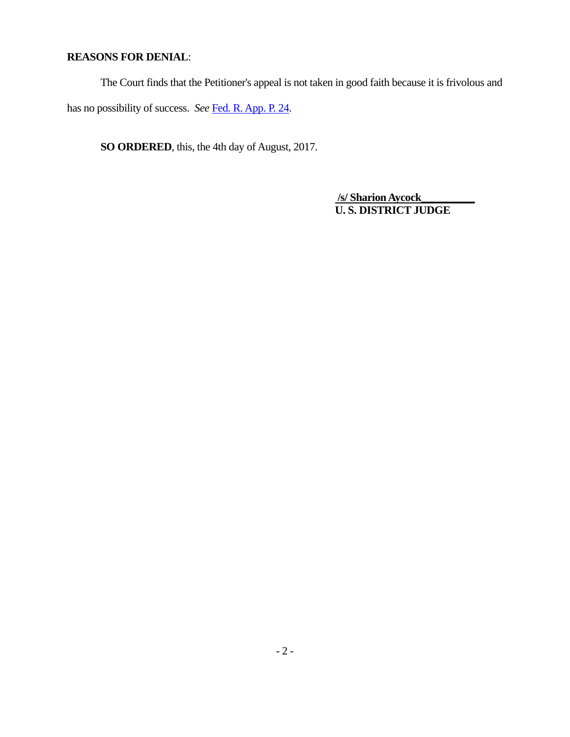**REASONS FOR DENIAL**:

The Court finds that the Petitioner's appeal is not taken in good faith because it is frivolous and has no possibility of success. *See* Fed. R. App. P. 24.

**SO ORDERED**, this, the 4th day of August, 2017.

**/s/ Sharion Aycock__________**
**U. S. DISTRICT JUDGE**